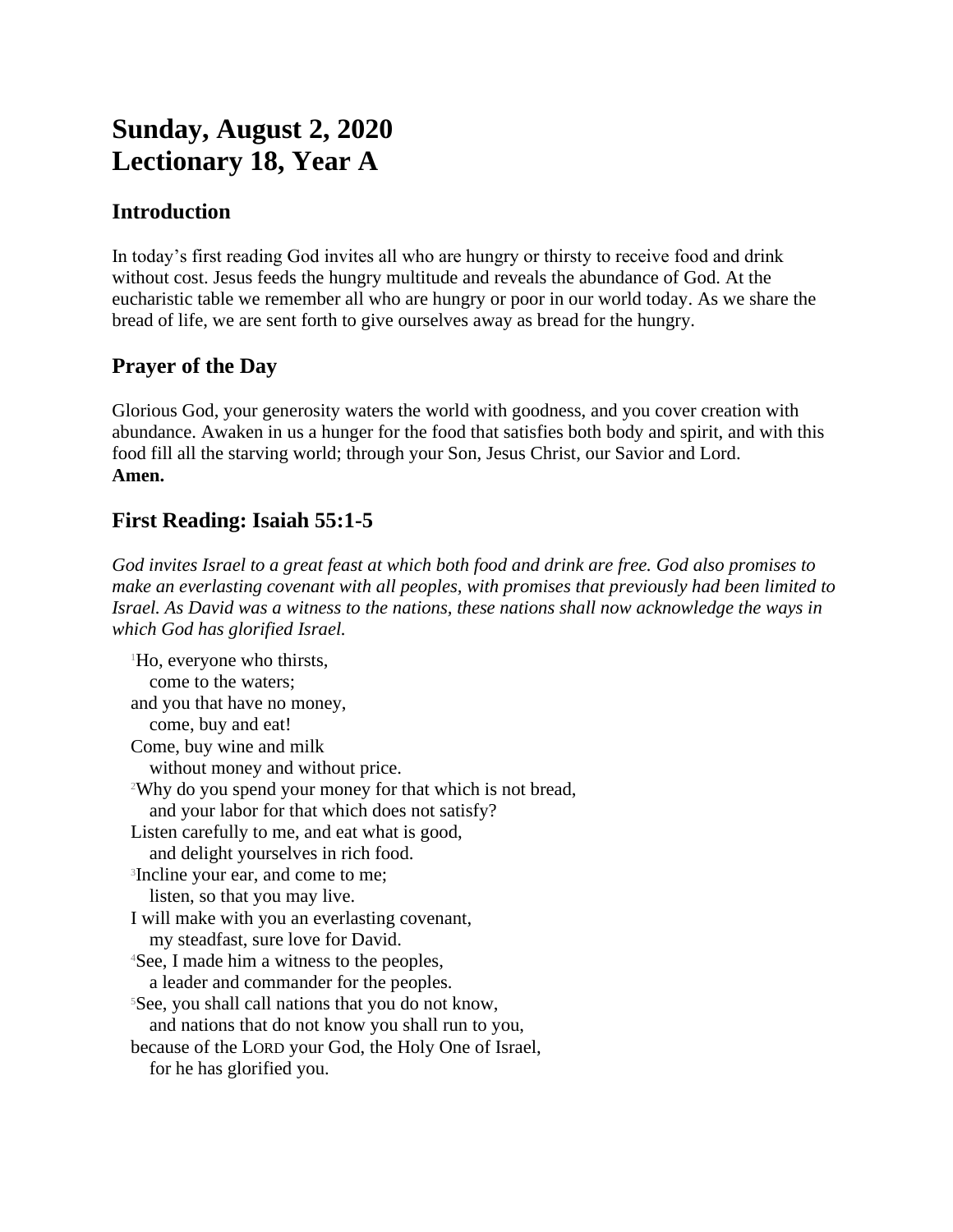# Sunday, August 2, 2020
# Lectionary 18, Year A

## Introduction

In today's first reading God invites all who are hungry or thirsty to receive food and drink without cost. Jesus feeds the hungry multitude and reveals the abundance of God. At the eucharistic table we remember all who are hungry or poor in our world today. As we share the bread of life, we are sent forth to give ourselves away as bread for the hungry.

## Prayer of the Day

Glorious God, your generosity waters the world with goodness, and you cover creation with abundance. Awaken in us a hunger for the food that satisfies both body and spirit, and with this food fill all the starving world; through your Son, Jesus Christ, our Savior and Lord.
**Amen.**

## First Reading: Isaiah 55:1-5

*God invites Israel to a great feast at which both food and drink are free. God also promises to make an everlasting covenant with all peoples, with promises that previously had been limited to Israel. As David was a witness to the nations, these nations shall now acknowledge the ways in which God has glorified Israel.*

[1]Ho, everyone who thirsts,
   come to the waters;
and you that have no money,
   come, buy and eat!
Come, buy wine and milk
   without money and without price.
[2]Why do you spend your money for that which is not bread,
   and your labor for that which does not satisfy?
Listen carefully to me, and eat what is good,
   and delight yourselves in rich food.
[3]Incline your ear, and come to me;
   listen, so that you may live.
I will make with you an everlasting covenant,
   my steadfast, sure love for David.
[4]See, I made him a witness to the peoples,
   a leader and commander for the peoples.
[5]See, you shall call nations that you do not know,
   and nations that do not know you shall run to you,
because of the LORD your God, the Holy One of Israel,
   for he has glorified you.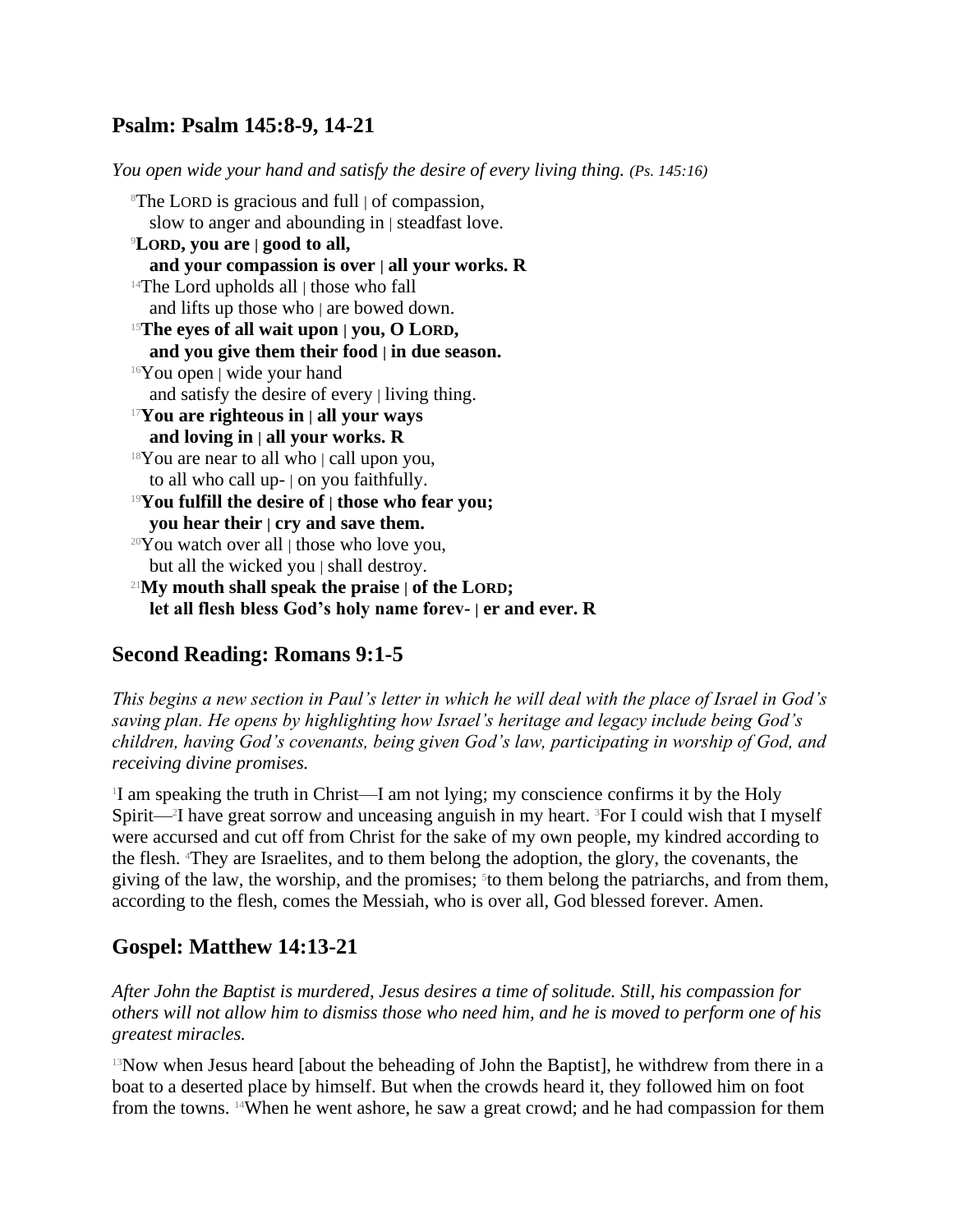## Psalm: Psalm 145:8-9, 14-21

*You open wide your hand and satisfy the desire of every living thing. (Ps. 145:16)*

[8]The LORD is gracious and full | of compassion,
slow to anger and abounding in | steadfast love.
**[9]LORD, you are | good to all,**
**and your compassion is over | all your works. R**
[14]The Lord upholds all | those who fall
and lifts up those who | are bowed down.
**[15]The eyes of all wait upon | you, O LORD,**
**and you give them their food | in due season.**
[16]You open | wide your hand
and satisfy the desire of every | living thing.
**[17]You are righteous in | all your ways**
**and loving in | all your works. R**
[18]You are near to all who | call upon you,
to all who call up- | on you faithfully.
**[19]You fulfill the desire of | those who fear you;**
**you hear their | cry and save them.**
[20]You watch over all | those who love you,
but all the wicked you | shall destroy.
**[21]My mouth shall speak the praise | of the LORD;**
**let all flesh bless God's holy name forev- | er and ever. R**

## Second Reading: Romans 9:1-5

*This begins a new section in Paul's letter in which he will deal with the place of Israel in God's saving plan. He opens by highlighting how Israel's heritage and legacy include being God's children, having God's covenants, being given God's law, participating in worship of God, and receiving divine promises.*

[1]I am speaking the truth in Christ—I am not lying; my conscience confirms it by the Holy Spirit—[2]I have great sorrow and unceasing anguish in my heart. [3]For I could wish that I myself were accursed and cut off from Christ for the sake of my own people, my kindred according to the flesh. [4]They are Israelites, and to them belong the adoption, the glory, the covenants, the giving of the law, the worship, and the promises; [5]to them belong the patriarchs, and from them, according to the flesh, comes the Messiah, who is over all, God blessed forever. Amen.

## Gospel: Matthew 14:13-21

*After John the Baptist is murdered, Jesus desires a time of solitude. Still, his compassion for others will not allow him to dismiss those who need him, and he is moved to perform one of his greatest miracles.*

[13]Now when Jesus heard [about the beheading of John the Baptist], he withdrew from there in a boat to a deserted place by himself. But when the crowds heard it, they followed him on foot from the towns. [14]When he went ashore, he saw a great crowd; and he had compassion for them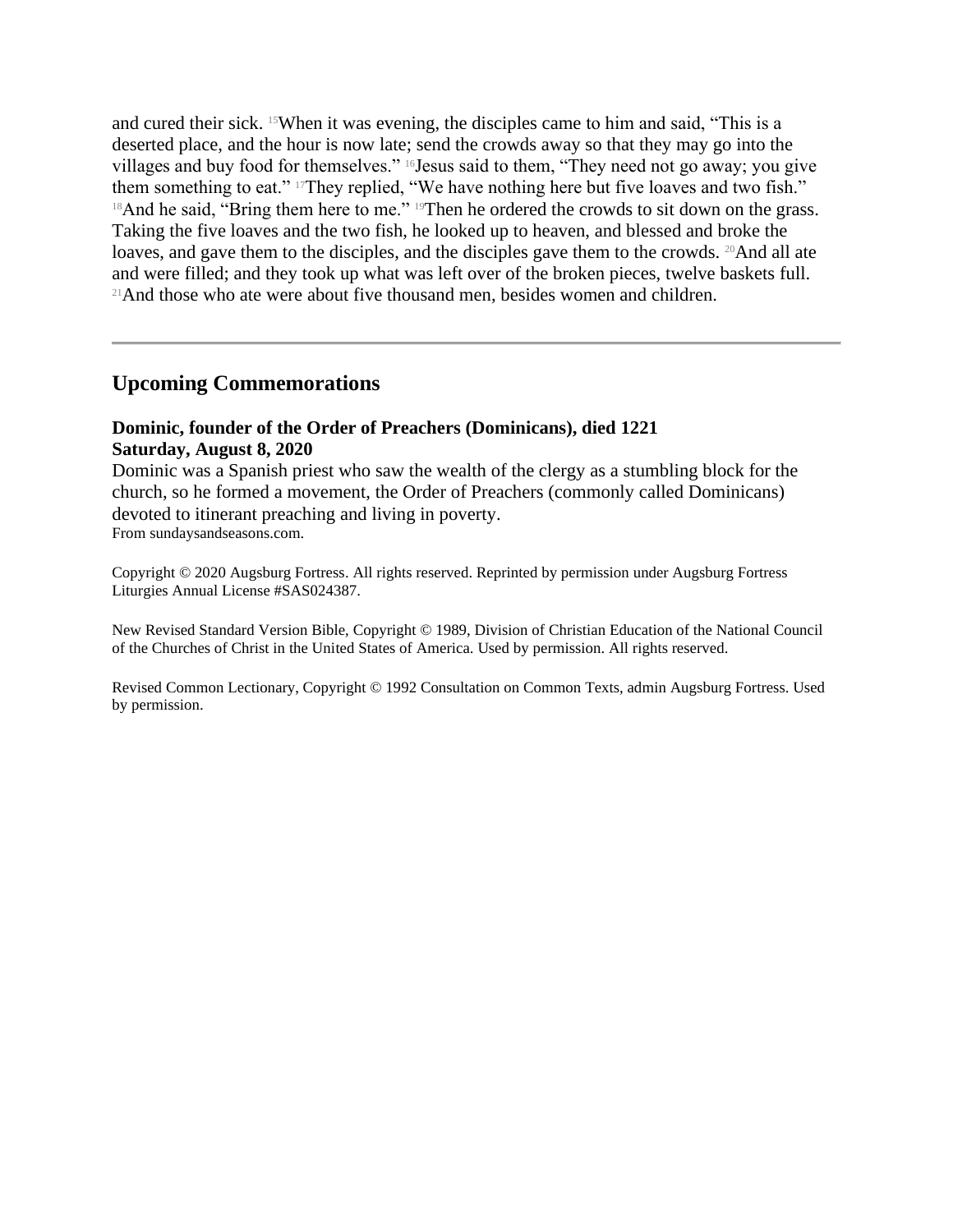and cured their sick. [15]When it was evening, the disciples came to him and said, “This is a deserted place, and the hour is now late; send the crowds away so that they may go into the villages and buy food for themselves.” [16]Jesus said to them, “They need not go away; you give them something to eat.” [17]They replied, “We have nothing here but five loaves and two fish.” [18]And he said, “Bring them here to me.” [19]Then he ordered the crowds to sit down on the grass. Taking the five loaves and the two fish, he looked up to heaven, and blessed and broke the loaves, and gave them to the disciples, and the disciples gave them to the crowds. [20]And all ate and were filled; and they took up what was left over of the broken pieces, twelve baskets full. [21]And those who ate were about five thousand men, besides women and children.

---

## Upcoming Commemorations

**Dominic, founder of the Order of Preachers (Dominicans), died 1221**
**Saturday, August 8, 2020**

Dominic was a Spanish priest who saw the wealth of the clergy as a stumbling block for the church, so he formed a movement, the Order of Preachers (commonly called Dominicans) devoted to itinerant preaching and living in poverty.
From sundaysandseasons.com.

Copyright © 2020 Augsburg Fortress. All rights reserved. Reprinted by permission under Augsburg Fortress Liturgies Annual License #SAS024387.

New Revised Standard Version Bible, Copyright © 1989, Division of Christian Education of the National Council of the Churches of Christ in the United States of America. Used by permission. All rights reserved.

Revised Common Lectionary, Copyright © 1992 Consultation on Common Texts, admin Augsburg Fortress. Used by permission.